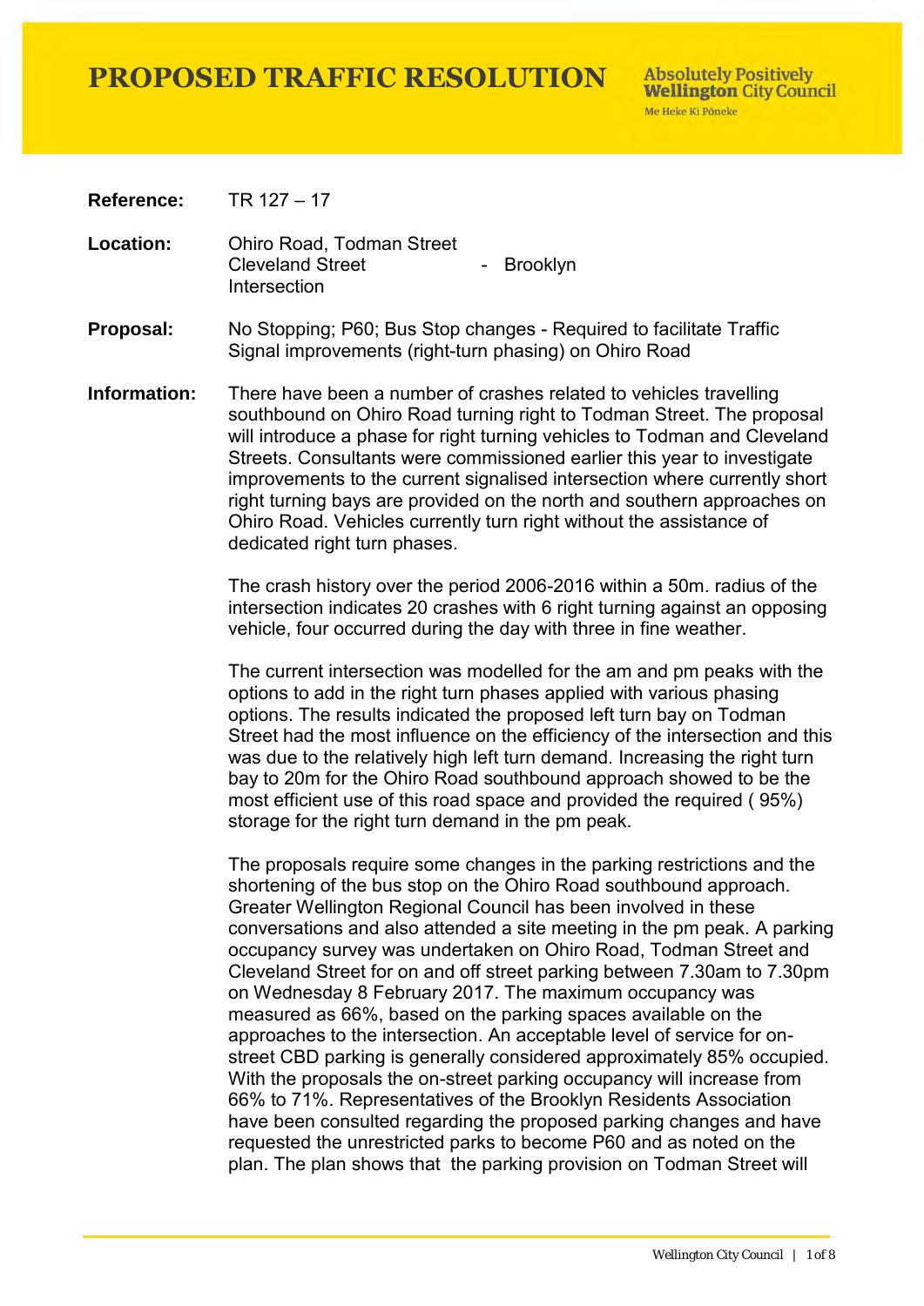# PROPOSED TRAFFIC RESOLUTION

Absolutely Positively **Wellington** City Council
Me Heke Ki Pōneke

**Reference:** TR 127 – 17

**Location:** Ohiro Road, Todman Street Cleveland Street Intersection - Brooklyn

**Proposal:** No Stopping; P60; Bus Stop changes - Required to facilitate Traffic Signal improvements (right-turn phasing) on Ohiro Road

**Information:** There have been a number of crashes related to vehicles travelling southbound on Ohiro Road turning right to Todman Street. The proposal will introduce a phase for right turning vehicles to Todman and Cleveland Streets. Consultants were commissioned earlier this year to investigate improvements to the current signalised intersection where currently short right turning bays are provided on the north and southern approaches on Ohiro Road. Vehicles currently turn right without the assistance of dedicated right turn phases.

The crash history over the period 2006-2016 within a 50m. radius of the intersection indicates 20 crashes with 6 right turning against an opposing vehicle, four occurred during the day with three in fine weather.

The current intersection was modelled for the am and pm peaks with the options to add in the right turn phases applied with various phasing options. The results indicated the proposed left turn bay on Todman Street had the most influence on the efficiency of the intersection and this was due to the relatively high left turn demand. Increasing the right turn bay to 20m for the Ohiro Road southbound approach showed to be the most efficient use of this road space and provided the required ( 95%) storage for the right turn demand in the pm peak.

The proposals require some changes in the parking restrictions and the shortening of the bus stop on the Ohiro Road southbound approach. Greater Wellington Regional Council has been involved in these conversations and also attended a site meeting in the pm peak. A parking occupancy survey was undertaken on Ohiro Road, Todman Street and Cleveland Street for on and off street parking between 7.30am to 7.30pm on Wednesday 8 February 2017. The maximum occupancy was measured as 66%, based on the parking spaces available on the approaches to the intersection. An acceptable level of service for on-street CBD parking is generally considered approximately 85% occupied. With the proposals the on-street parking occupancy will increase from 66% to 71%. Representatives of the Brooklyn Residents Association have been consulted regarding the proposed parking changes and have requested the unrestricted parks to become P60 and as noted on the plan. The plan shows that the parking provision on Todman Street will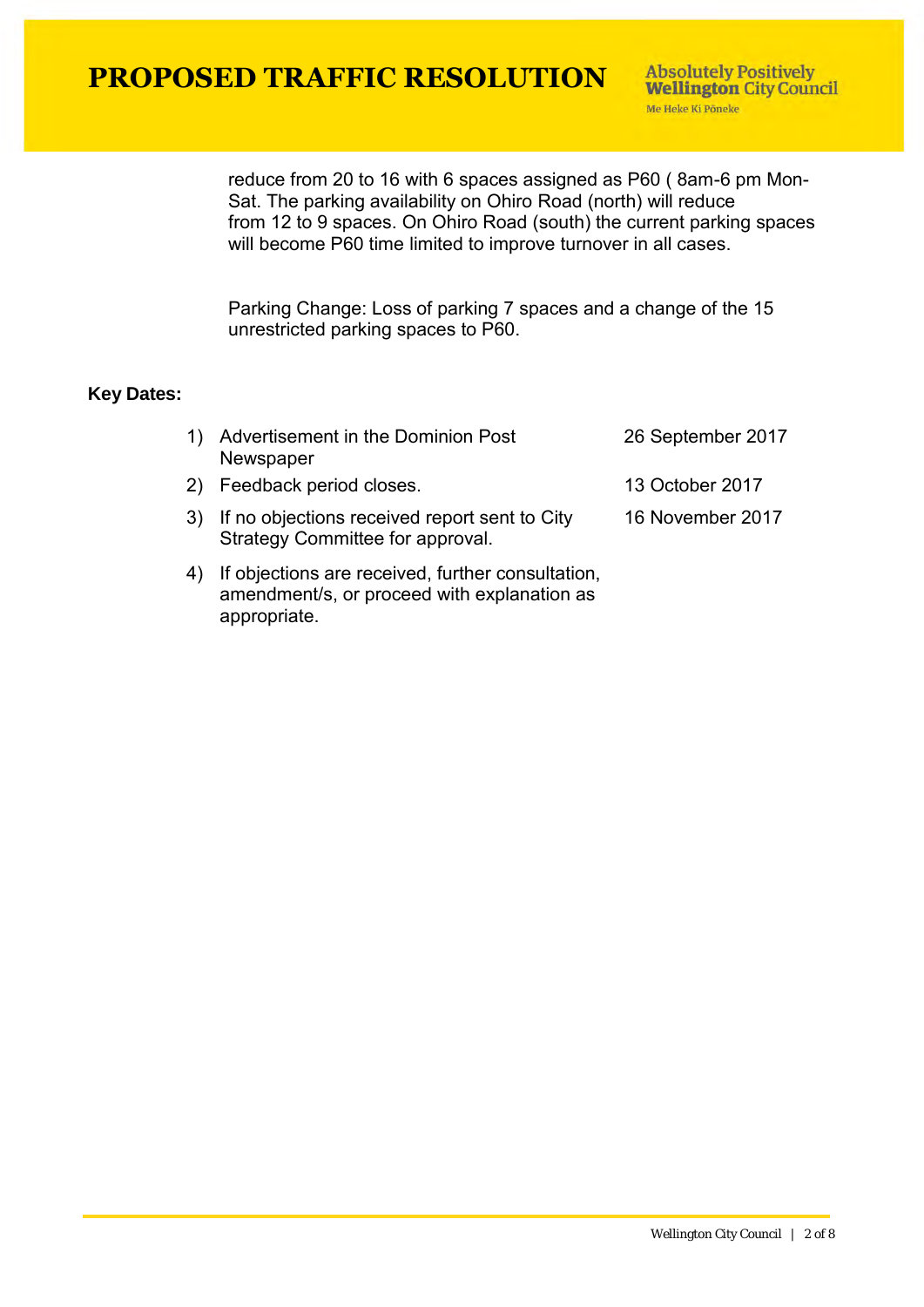reduce from 20 to 16 with 6 spaces assigned as P60 ( 8am-6 pm Mon-Sat. The parking availability on Ohiro Road (north) will reduce from 12 to 9 spaces. On Ohiro Road (south) the current parking spaces will become P60 time limited to improve turnover in all cases.

Parking Change: Loss of parking 7 spaces and a change of the 15 unrestricted parking spaces to P60.

**Key Dates:**

| | |
|---|---|
| 1) Advertisement in the Dominion Post Newspaper | 26 September 2017 |
| 2) Feedback period closes. | 13 October 2017 |
| 3) If no objections received report sent to City Strategy Committee for approval. | 16 November 2017 |
| 4) If objections are received, further consultation, amendment/s, or proceed with explanation as appropriate. | |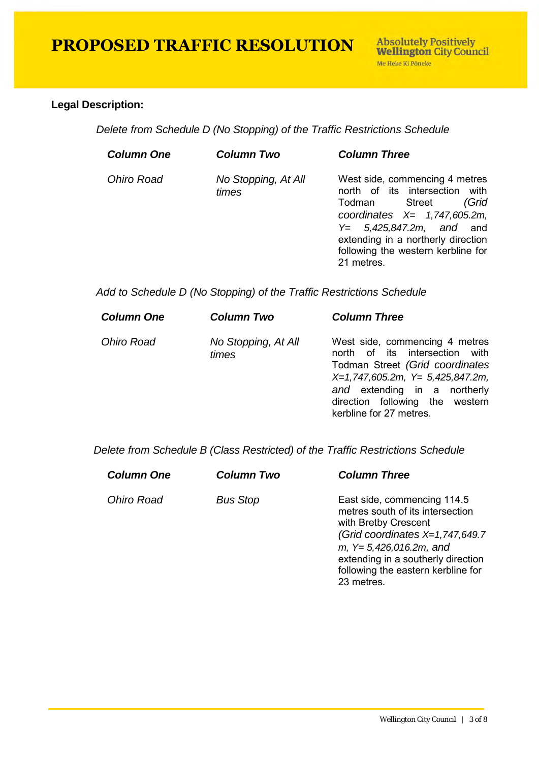**Legal Description:**

*Delete from Schedule D (No Stopping) of the Traffic Restrictions Schedule*

| ***Column One*** | ***Column Two*** | ***Column Three*** |
| --- | --- | --- |
| *Ohiro Road* | *No Stopping, At All times* | West side, commencing 4 metres north of its intersection with Todman Street *(Grid coordinates X= 1,747,605.2m, Y= 5,425,847.2m, and* and extending in a northerly direction following the western kerbline for 21 metres. |

*Add to Schedule D (No Stopping) of the Traffic Restrictions Schedule*

| ***Column One*** | ***Column Two*** | ***Column Three*** |
| --- | --- | --- |
| *Ohiro Road* | *No Stopping, At All times* | West side, commencing 4 metres north of its intersection with Todman Street *(Grid coordinates X=1,747,605.2m, Y= 5,425,847.2m, and* extending in a northerly direction following the western kerbline for 27 metres. |

*Delete from Schedule B (Class Restricted) of the Traffic Restrictions Schedule*

| ***Column One*** | ***Column Two*** | ***Column Three*** |
| --- | --- | --- |
| *Ohiro Road* | *Bus Stop* | East side, commencing 114.5 metres south of its intersection with Bretby Crescent *(Grid coordinates X=1,747,649.7 m, Y= 5,426,016.2m, and* extending in a southerly direction following the eastern kerbline for 23 metres. |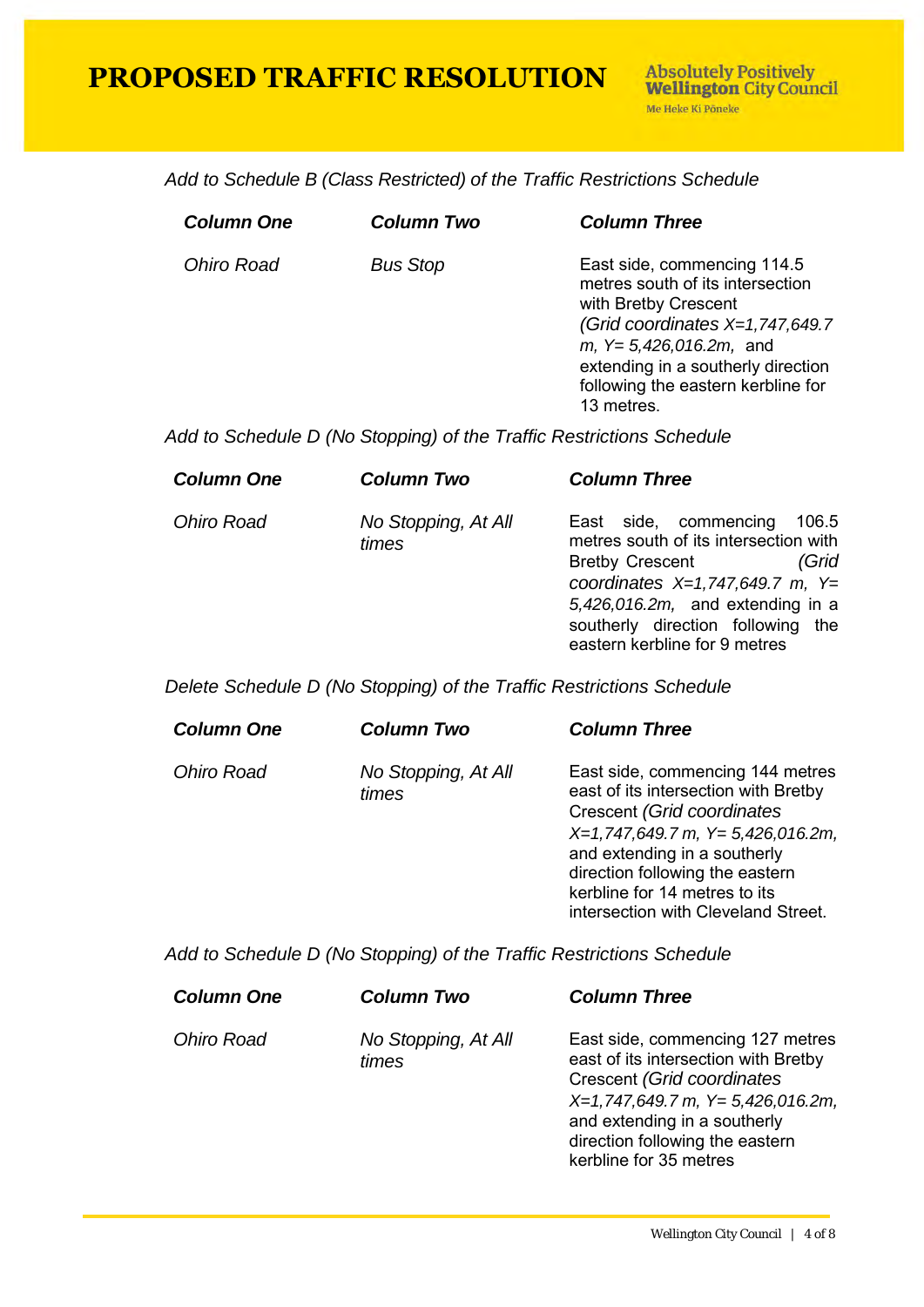# PROPOSED TRAFFIC RESOLUTION

Absolutely Positively **Wellington** City Council
Me Heke Ki Pōneke

*Add to Schedule B (Class Restricted) of the Traffic Restrictions Schedule*

| ***Column One*** | ***Column Two*** | ***Column Three*** |
|---|---|---|
| *Ohiro Road* | *Bus Stop* | East side, commencing 114.5 metres south of its intersection with Bretby Crescent *(Grid coordinates X=1,747,649.7 m, Y= 5,426,016.2m,* and extending in a southerly direction following the eastern kerbline for 13 metres. |

*Add to Schedule D (No Stopping) of the Traffic Restrictions Schedule*

| ***Column One*** | ***Column Two*** | ***Column Three*** |
|---|---|---|
| *Ohiro Road* | *No Stopping, At All times* | East side, commencing 106.5 metres south of its intersection with Bretby Crescent *(Grid coordinates X=1,747,649.7 m, Y= 5,426,016.2m,* and extending in a southerly direction following the eastern kerbline for 9 metres |

*Delete Schedule D (No Stopping) of the Traffic Restrictions Schedule*

| ***Column One*** | ***Column Two*** | ***Column Three*** |
|---|---|---|
| *Ohiro Road* | *No Stopping, At All times* | East side, commencing 144 metres east of its intersection with Bretby Crescent *(Grid coordinates X=1,747,649.7 m, Y= 5,426,016.2m,* and extending in a southerly direction following the eastern kerbline for 14 metres to its intersection with Cleveland Street. |

*Add to Schedule D (No Stopping) of the Traffic Restrictions Schedule*

| ***Column One*** | ***Column Two*** | ***Column Three*** |
|---|---|---|
| *Ohiro Road* | *No Stopping, At All times* | East side, commencing 127 metres east of its intersection with Bretby Crescent *(Grid coordinates X=1,747,649.7 m, Y= 5,426,016.2m,* and extending in a southerly direction following the eastern kerbline for 35 metres |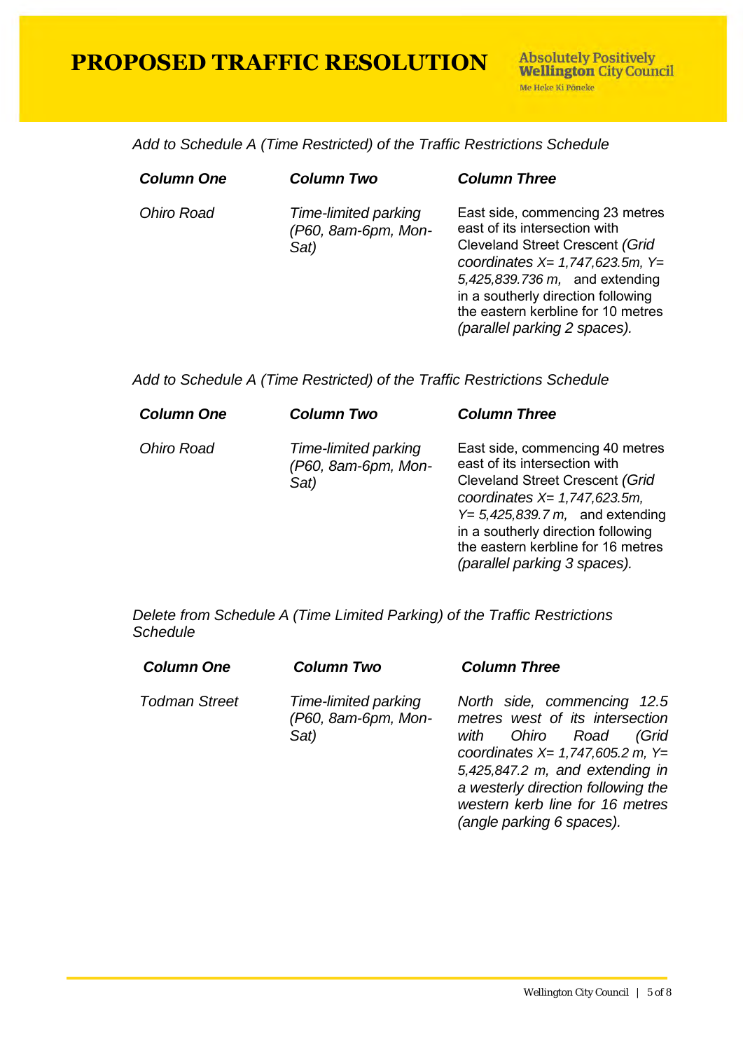# PROPOSED TRAFFIC RESOLUTION

*Add to Schedule A (Time Restricted) of the Traffic Restrictions Schedule*

| ***Column One*** | ***Column Two*** | ***Column Three*** |
|---|---|---|
| *Ohiro Road* | *Time-limited parking (P60, 8am-6pm, Mon-Sat)* | East side, commencing 23 metres east of its intersection with Cleveland Street Crescent *(Grid coordinates X= 1,747,623.5m, Y= 5,425,839.736 m,* and extending in a southerly direction following the eastern kerbline for 10 metres *(parallel parking 2 spaces).* |

*Add to Schedule A (Time Restricted) of the Traffic Restrictions Schedule*

| ***Column One*** | ***Column Two*** | ***Column Three*** |
|---|---|---|
| *Ohiro Road* | *Time-limited parking (P60, 8am-6pm, Mon-Sat)* | East side, commencing 40 metres east of its intersection with Cleveland Street Crescent *(Grid coordinates X= 1,747,623.5m, Y= 5,425,839.7 m,* and extending in a southerly direction following the eastern kerbline for 16 metres *(parallel parking 3 spaces).* |

*Delete from Schedule A (Time Limited Parking) of the Traffic Restrictions Schedule*

| ***Column One*** | ***Column Two*** | ***Column Three*** |
|---|---|---|
| *Todman Street* | *Time-limited parking (P60, 8am-6pm, Mon-Sat)* | *North side, commencing 12.5 metres west of its intersection with Ohiro Road (Grid coordinates X= 1,747,605.2 m, Y= 5,425,847.2 m, and extending in a westerly direction following the western kerb line for 16 metres (angle parking 6 spaces).* |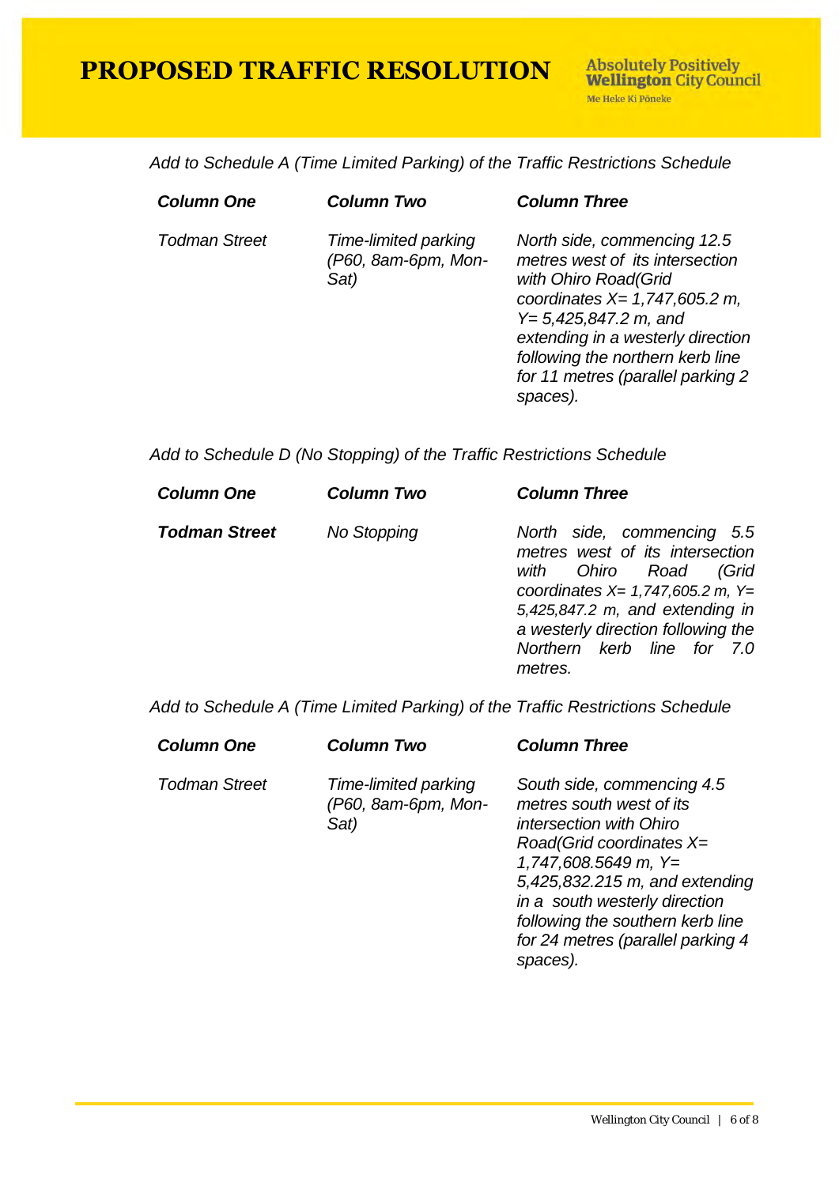# PROPOSED TRAFFIC RESOLUTION

*Add to Schedule A (Time Limited Parking) of the Traffic Restrictions Schedule*

| ***Column One*** | ***Column Two*** | ***Column Three*** |
|---|---|---|
| *Todman Street* | *Time-limited parking (P60, 8am-6pm, Mon-Sat)* | *North side, commencing 12.5 metres west of its intersection with Ohiro Road(Grid coordinates X= 1,747,605.2 m, Y= 5,425,847.2 m, and extending in a westerly direction following the northern kerb line for 11 metres (parallel parking 2 spaces).* |

*Add to Schedule D (No Stopping) of the Traffic Restrictions Schedule*

| ***Column One*** | ***Column Two*** | ***Column Three*** |
|---|---|---|
| ***Todman Street*** | *No Stopping* | *North side, commencing 5.5 metres west of its intersection with Ohiro Road (Grid coordinates X= 1,747,605.2 m, Y= 5,425,847.2 m, and extending in a westerly direction following the Northern kerb line for 7.0 metres.* |

*Add to Schedule A (Time Limited Parking) of the Traffic Restrictions Schedule*

| ***Column One*** | ***Column Two*** | ***Column Three*** |
|---|---|---|
| *Todman Street* | *Time-limited parking (P60, 8am-6pm, Mon-Sat)* | *South side, commencing 4.5 metres south west of its intersection with Ohiro Road(Grid coordinates X= 1,747,608.5649 m, Y= 5,425,832.215 m, and extending in a south westerly direction following the southern kerb line for 24 metres (parallel parking 4 spaces).* |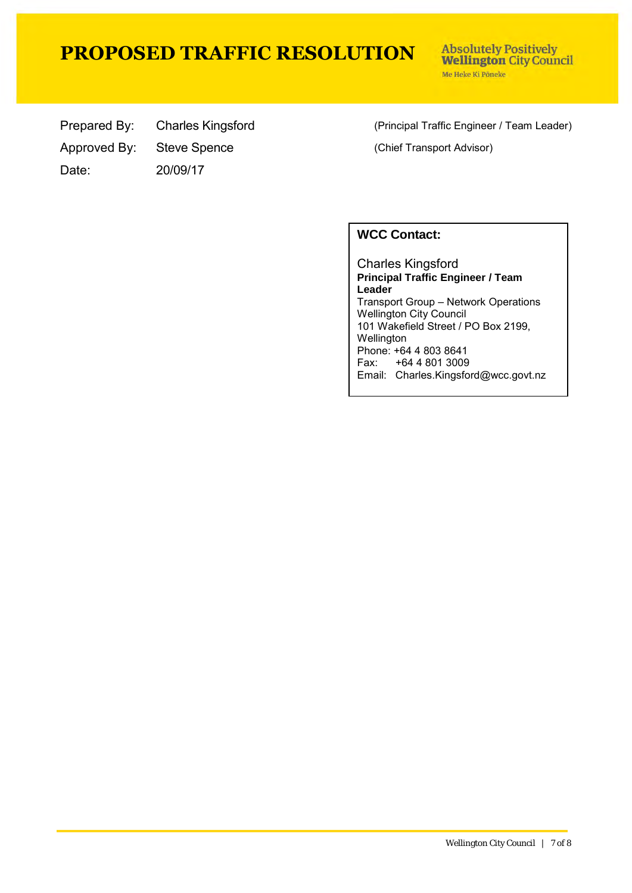# PROPOSED TRAFFIC RESOLUTION

Absolutely Positively **Wellington** City Council
Me Heke Ki Pōneke

| | | |
|---|---|---|
| Prepared By: | Charles Kingsford | (Principal Traffic Engineer / Team Leader) |
| Approved By: | Steve Spence | (Chief Transport Advisor) |
| Date: | 20/09/17 | |

**WCC Contact:**

Charles Kingsford
**Principal Traffic Engineer / Team Leader**
Transport Group – Network Operations
Wellington City Council
101 Wakefield Street / PO Box 2199, Wellington
Phone: +64 4 803 8641
Fax: +64 4 801 3009
Email: Charles.Kingsford@wcc.govt.nz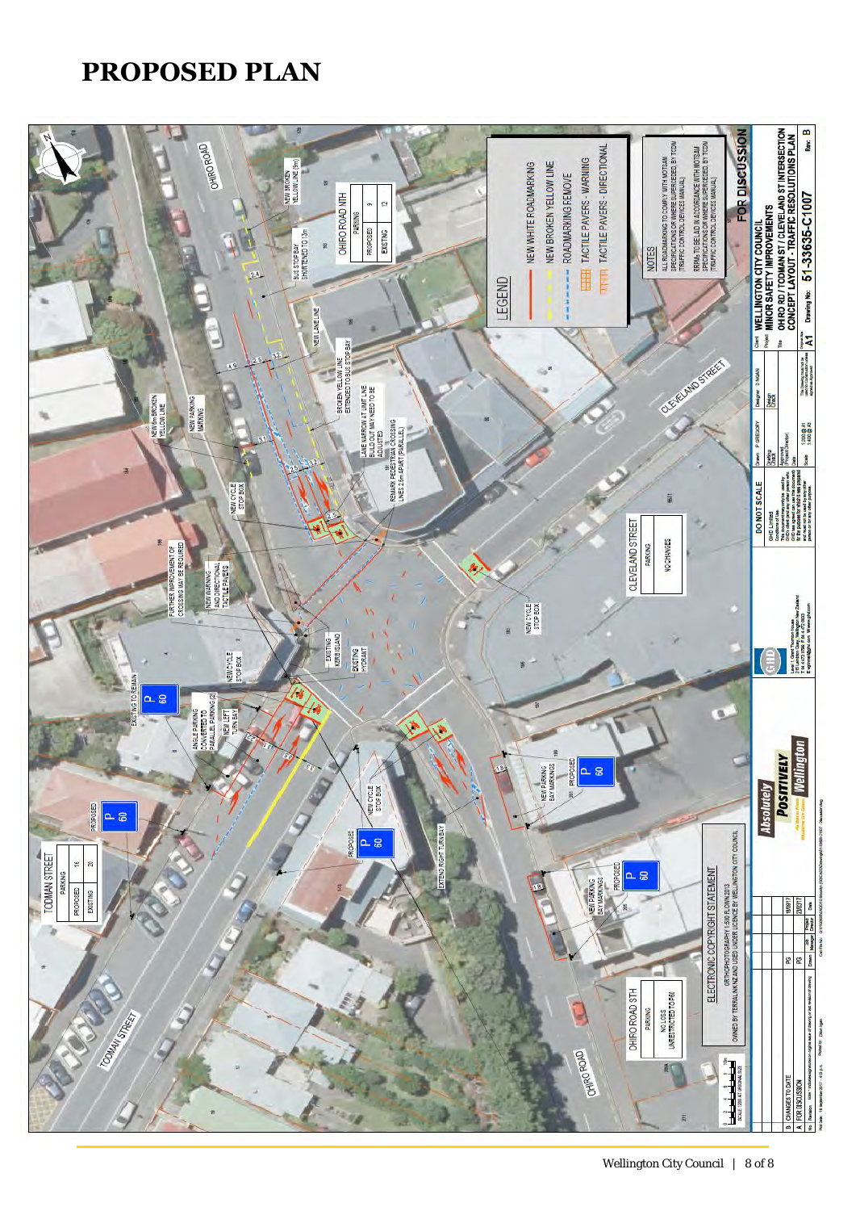# PROPOSED PLAN

OHIRO ROAD

NEW BROKEN YELLOW LINE (5m)

BUS STOP BAY SHORTENED TO 13m

OHIRO ROAD NTH

| PARKING | |
|---|---|
| PROPOSED | 9 |
| EXISTING | 12 |

NEW LANE LINE

BROKEN YELLOW LINE EXTENDED TO BUS STOP BAY

LANE ARROW AT LIMIT LINE BUILD OUT MAY NEED TO BE ADJUSTED

REMARK PEDESTRIAN CROSSING LINES 2.5m APART (PARALLEL)

NEW 6m BROKEN YELLOW LINE

NEW PARKING MARKING

NEW CYCLE STOP BOX

FURTHER IMPROVEMENT OF CROSSING MAY BE REQUIRED

NEW WARNING AND DIRECTIONAL TACTILE PAVERS

EXISTING KERB ISLAND

EXISTING HYDRANT

NEW CYCLE STOP BOX

CLEVELAND STREET

| PARKING |
|---|
| NO CHANGES |

NEW CYCLE STOP BOX

EXISTING TO REMAIN P 60

NEW CYCLE STOP BOX

ANGLE PARKING CONVERTED TO PARALLEL PARKING (2)

NEW LEFT TURN BAY

EXTEND RIGHT TURN BAY

NEW PARKING BAY MARKINGS

PROPOSED P 60

NEW PARKING BAY MARKINGS

PROPOSED P 60

PROPOSED P 60

PROPOSED P 60

TODMAN STREET

| PARKING | |
|---|---|
| PROPOSED | 16 |
| EXISTING | 20 |

TODMAN STREET

OHIRO ROAD STH

| PARKING |
|---|
| NO LOSS UNRESTRICTED TO P60 |

OHIRO ROAD

ELECTRONIC COPYRIGHT STATEMENT

ORTHOPHOTOGRAPHY 1:500 IN 2013 OWNED BY TERRALINK NZ AND USED UNDER LICENCE BY WELLINGTON CITY COUNCIL

LEGEND

- NEW WHITE ROADMARKING
- NEW BROKEN YELLOW LINE
- ROADMARKING REMOVE
- TACTILE PAVERS - WARNING
- TACTILE PAVERS - DIRECTIONAL

NOTES

ALL ROADMARKING TO COMPLY WITH MOTSAM SPECIFICATIONS OR WHERE SUPERSEDED BY TCDM (TRAFFIC CONTROL DEVICES MANUAL)

RRPMs TO BE LAID IN ACCORDANCE WITH MOTSAM SPECIFICATIONS OR WHERE SUPERSEDED BY TCDM (TRAFFIC CONTROL DEVICES MANUAL)

FOR DISCUSSION

CLEVELAND STREET

| No | Revision | Drawn | Date |
|---|---|---|---|
| B | CHANGES TO DATE | PG | 18/09/17 |
| A | FOR DISCUSSION | PG | 23/02/17 |

DO NOT SCALE

Absolutely POSITIVELY Wellington

Client: WELLINGTON CITY COUNCIL

Project: MINOR SAFETY IMPROVEMENTS

Title: OHIRO RD / TODMAN ST / CLEVELAND ST INTERSECTION CONCEPT LAYOUT - TRAFFIC RESOLUTIONS PLAN

Original Size: A1 | Drawing No: 51-33635-C1007 | Rev: B